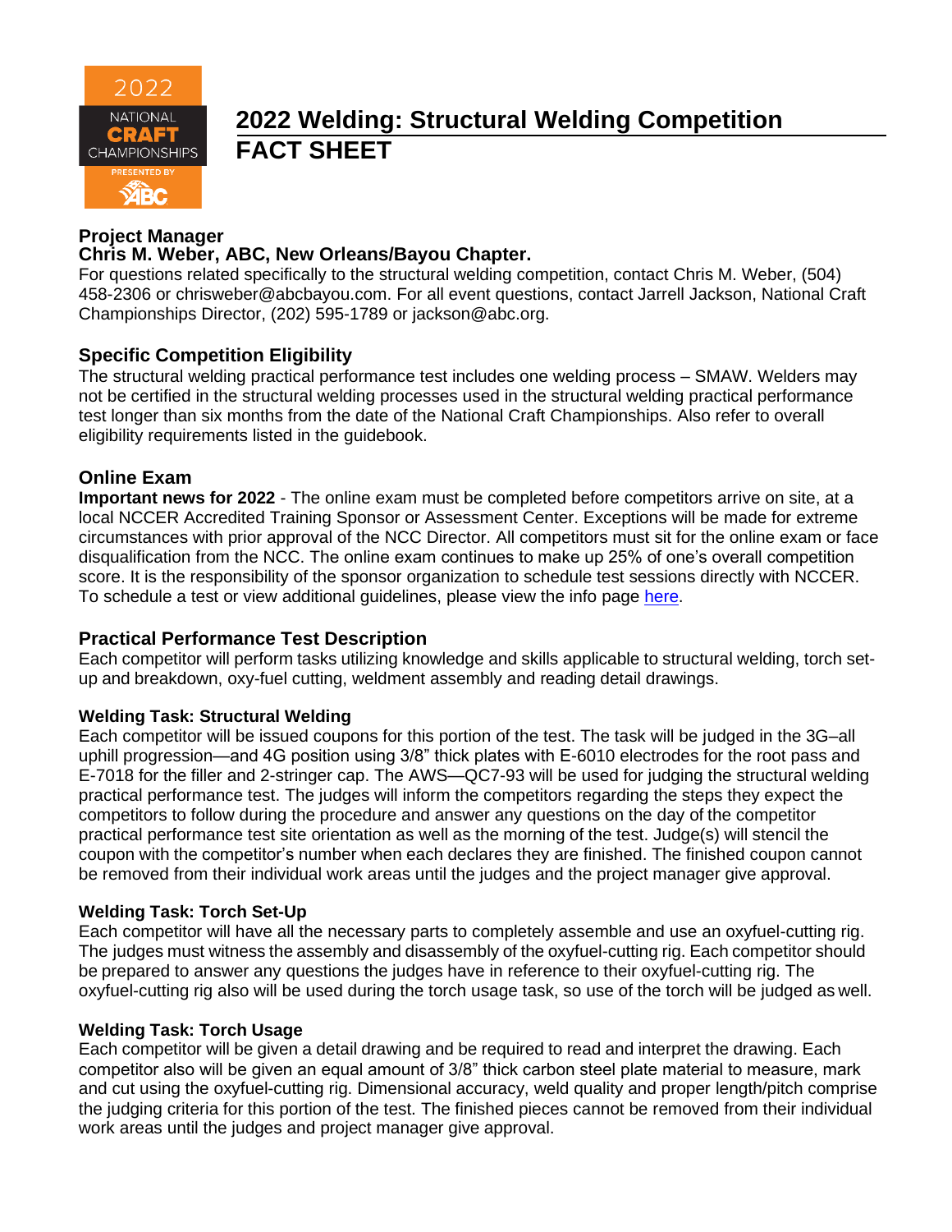# 2022 Welding: Structural Welding Competition
# FACT SHEET

## Project Manager
**Chris M. Weber, ABC, New Orleans/Bayou Chapter.**

For questions related specifically to the structural welding competition, contact Chris M. Weber, (504) 458-2306 or chrisweber@abcbayou.com. For all event questions, contact Jarrell Jackson, National Craft Championships Director, (202) 595-1789 or jackson@abc.org.

## Specific Competition Eligibility
The structural welding practical performance test includes one welding process – SMAW. Welders may not be certified in the structural welding processes used in the structural welding practical performance test longer than six months from the date of the National Craft Championships. Also refer to overall eligibility requirements listed in the guidebook.

## Online Exam
**Important news for 2022** - The online exam must be completed before competitors arrive on site, at a local NCCER Accredited Training Sponsor or Assessment Center. Exceptions will be made for extreme circumstances with prior approval of the NCC Director. All competitors must sit for the online exam or face disqualification from the NCC. The online exam continues to make up 25% of one's overall competition score. It is the responsibility of the sponsor organization to schedule test sessions directly with NCCER. To schedule a test or view additional guidelines, please view the info page here.

## Practical Performance Test Description
Each competitor will perform tasks utilizing knowledge and skills applicable to structural welding, torch set-up and breakdown, oxy-fuel cutting, weldment assembly and reading detail drawings.

### Welding Task: Structural Welding
Each competitor will be issued coupons for this portion of the test. The task will be judged in the 3G–all uphill progression—and 4G position using 3/8" thick plates with E-6010 electrodes for the root pass and E-7018 for the filler and 2-stringer cap. The AWS—QC7-93 will be used for judging the structural welding practical performance test. The judges will inform the competitors regarding the steps they expect the competitors to follow during the procedure and answer any questions on the day of the competitor practical performance test site orientation as well as the morning of the test. Judge(s) will stencil the coupon with the competitor's number when each declares they are finished. The finished coupon cannot be removed from their individual work areas until the judges and the project manager give approval.

### Welding Task: Torch Set-Up
Each competitor will have all the necessary parts to completely assemble and use an oxyfuel-cutting rig. The judges must witness the assembly and disassembly of the oxyfuel-cutting rig. Each competitor should be prepared to answer any questions the judges have in reference to their oxyfuel-cutting rig. The oxyfuel-cutting rig also will be used during the torch usage task, so use of the torch will be judged as well.

### Welding Task: Torch Usage
Each competitor will be given a detail drawing and be required to read and interpret the drawing. Each competitor also will be given an equal amount of 3/8" thick carbon steel plate material to measure, mark and cut using the oxyfuel-cutting rig. Dimensional accuracy, weld quality and proper length/pitch comprise the judging criteria for this portion of the test. The finished pieces cannot be removed from their individual work areas until the judges and project manager give approval.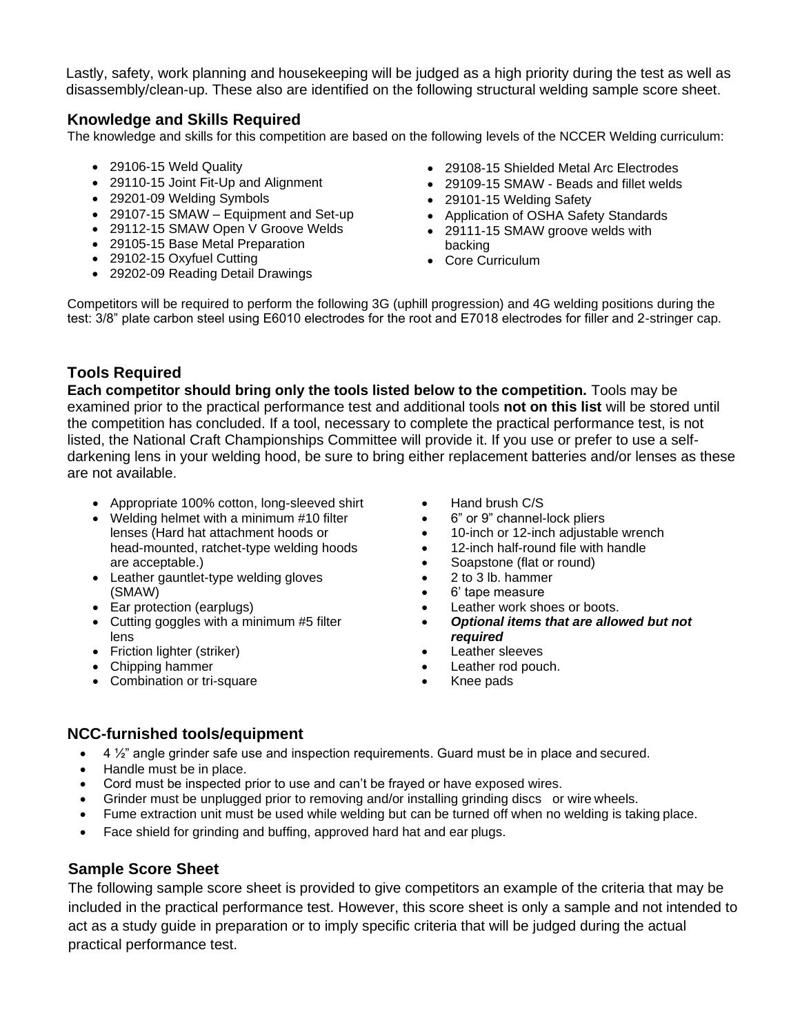Lastly, safety, work planning and housekeeping will be judged as a high priority during the test as well as disassembly/clean-up. These also are identified on the following structural welding sample score sheet.

## Knowledge and Skills Required

The knowledge and skills for this competition are based on the following levels of the NCCER Welding curriculum:

- 29106-15 Weld Quality
- 29110-15 Joint Fit-Up and Alignment
- 29201-09 Welding Symbols
- 29107-15 SMAW – Equipment and Set-up
- 29112-15 SMAW Open V Groove Welds
- 29105-15 Base Metal Preparation
- 29102-15 Oxyfuel Cutting
- 29202-09 Reading Detail Drawings
- 29108-15 Shielded Metal Arc Electrodes
- 29109-15 SMAW - Beads and fillet welds
- 29101-15 Welding Safety
- Application of OSHA Safety Standards
- 29111-15 SMAW groove welds with backing
- Core Curriculum

Competitors will be required to perform the following 3G (uphill progression) and 4G welding positions during the test: 3/8" plate carbon steel using E6010 electrodes for the root and E7018 electrodes for filler and 2-stringer cap.

## Tools Required

**Each competitor should bring only the tools listed below to the competition.** Tools may be examined prior to the practical performance test and additional tools **not on this list** will be stored until the competition has concluded. If a tool, necessary to complete the practical performance test, is not listed, the National Craft Championships Committee will provide it. If you use or prefer to use a self-darkening lens in your welding hood, be sure to bring either replacement batteries and/or lenses as these are not available.

- Appropriate 100% cotton, long-sleeved shirt
- Welding helmet with a minimum #10 filter lenses (Hard hat attachment hoods or head-mounted, ratchet-type welding hoods are acceptable.)
- Leather gauntlet-type welding gloves (SMAW)
- Ear protection (earplugs)
- Cutting goggles with a minimum #5 filter lens
- Friction lighter (striker)
- Chipping hammer
- Combination or tri-square
- Hand brush C/S
- 6" or 9" channel-lock pliers
- 10-inch or 12-inch adjustable wrench
- 12-inch half-round file with handle
- Soapstone (flat or round)
- 2 to 3 lb. hammer
- 6' tape measure
- Leather work shoes or boots.
- ***Optional items that are allowed but not required***
- Leather sleeves
- Leather rod pouch.
- Knee pads

## NCC-furnished tools/equipment

- 4 ½" angle grinder safe use and inspection requirements. Guard must be in place and secured.
- Handle must be in place.
- Cord must be inspected prior to use and can't be frayed or have exposed wires.
- Grinder must be unplugged prior to removing and/or installing grinding discs or wire wheels.
- Fume extraction unit must be used while welding but can be turned off when no welding is taking place.
- Face shield for grinding and buffing, approved hard hat and ear plugs.

## Sample Score Sheet

The following sample score sheet is provided to give competitors an example of the criteria that may be included in the practical performance test. However, this score sheet is only a sample and not intended to act as a study guide in preparation or to imply specific criteria that will be judged during the actual practical performance test.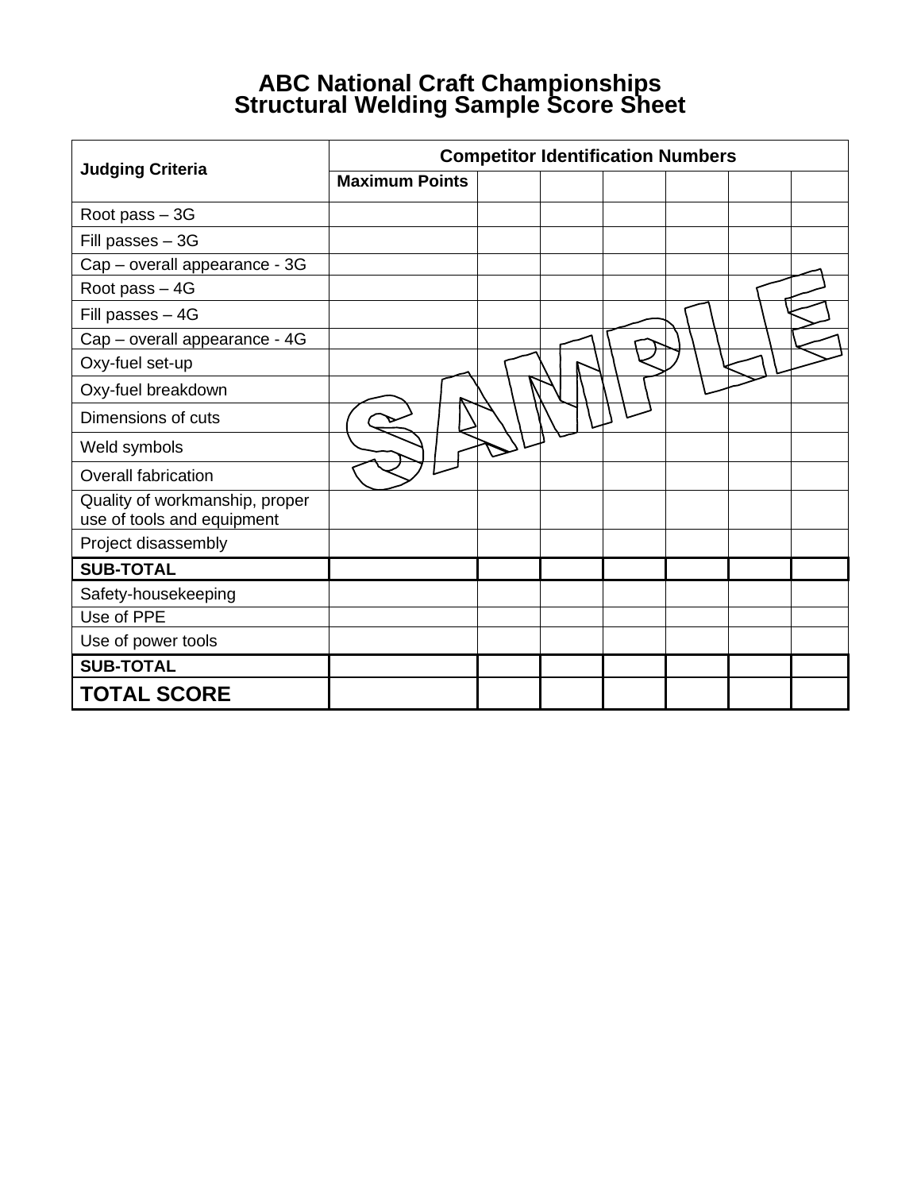# ABC National Craft Championships
## Structural Welding Sample Score Sheet

| Judging Criteria | Competitor Identification Numbers | | | | | | |
|---|---|---|---|---|---|---|---|
| | Maximum Points | | | | | | |
| Root pass – 3G | | | | | | | |
| Fill passes – 3G | | | | | | | |
| Cap – overall appearance - 3G | | | | | | | |
| Root pass – 4G | | | | | | | |
| Fill passes – 4G | | | | | | | |
| Cap – overall appearance - 4G | | | | | | | |
| Oxy-fuel set-up | | | | | | | |
| Oxy-fuel breakdown | | | | | | | |
| Dimensions of cuts | | | | | | | |
| Weld symbols | | | | | | | |
| Overall fabrication | | | | | | | |
| Quality of workmanship, proper use of tools and equipment | | | | | | | |
| Project disassembly | | | | | | | |
| **SUB-TOTAL** | | | | | | | |
| Safety-housekeeping | | | | | | | |
| Use of PPE | | | | | | | |
| Use of power tools | | | | | | | |
| **SUB-TOTAL** | | | | | | | |
| **TOTAL SCORE** | | | | | | | |

SAMPLE